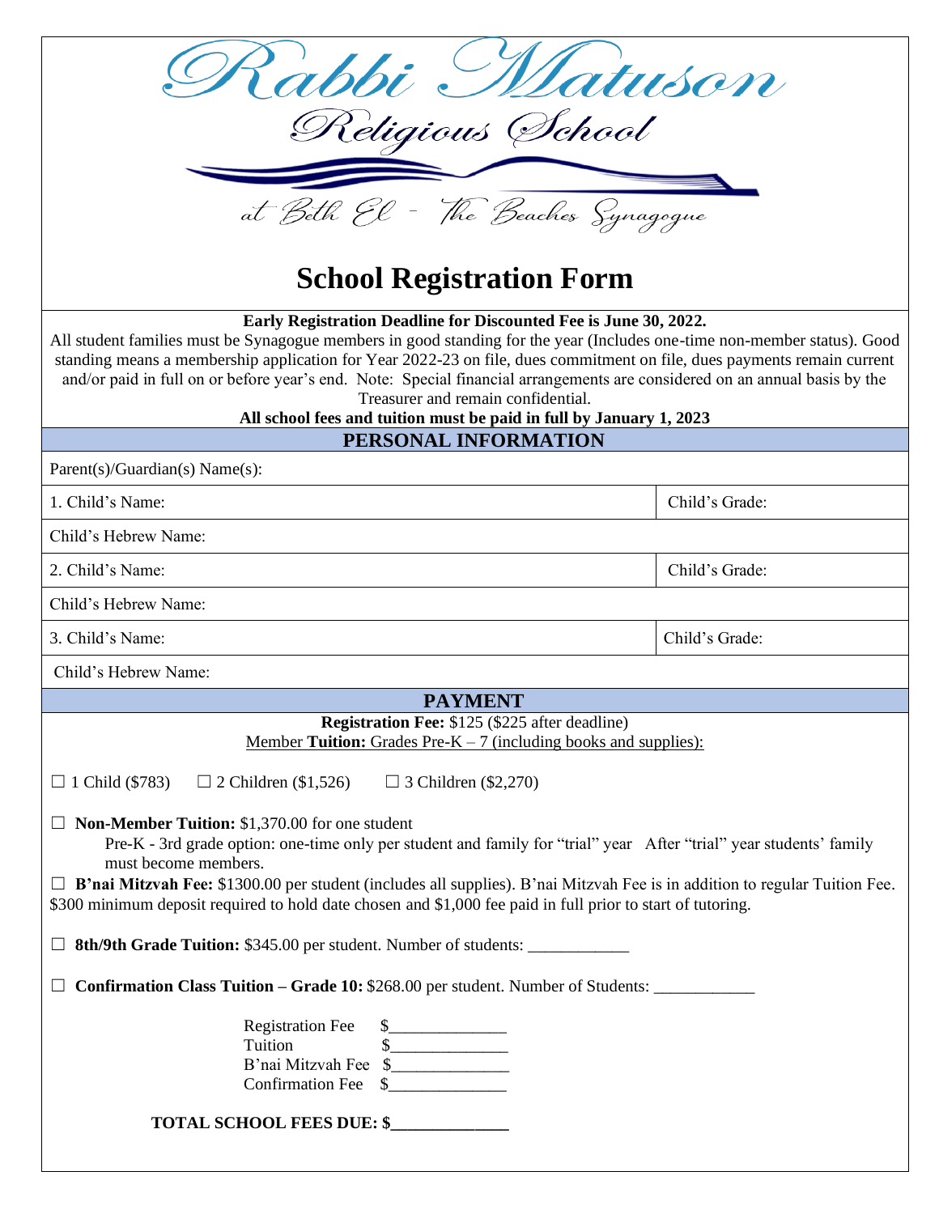# Rabbi Matuson Religious School

at Beth El - The Beaches Synagogue

## School Registration Form

**Early Registration Deadline for Discounted Fee is June 30, 2022.**

All student families must be Synagogue members in good standing for the year (Includes one-time non-member status). Good standing means a membership application for Year 2022-23 on file, dues commitment on file, dues payments remain current and/or paid in full on or before year's end. Note: Special financial arrangements are considered on an annual basis by the Treasurer and remain confidential.

**All school fees and tuition must be paid in full by January 1, 2023**

### PERSONAL INFORMATION

Parent(s)/Guardian(s) Name(s):

| | |
|---|---|
| 1. Child's Name: | Child's Grade: |
| Child's Hebrew Name: | |
| 2. Child's Name: | Child's Grade: |
| Child's Hebrew Name: | |
| 3. Child's Name: | Child's Grade: |
| Child's Hebrew Name: | |

### PAYMENT

**Registration Fee:** $125 ($225 after deadline)

Member **Tuition:** Grades Pre-K – 7 (including books and supplies):

☐ 1 Child ($783) ☐ 2 Children ($1,526) ☐ 3 Children ($2,270)

☐ **Non-Member Tuition:** $1,370.00 for one student
Pre-K - 3rd grade option: one-time only per student and family for "trial" year After "trial" year students' family must become members.

☐ **B'nai Mitzvah Fee:** $1300.00 per student (includes all supplies). B'nai Mitzvah Fee is in addition to regular Tuition Fee. $300 minimum deposit required to hold date chosen and $1,000 fee paid in full prior to start of tutoring.

☐ **8th/9th Grade Tuition:** $345.00 per student. Number of students: ____________

☐ **Confirmation Class Tuition – Grade 10:** $268.00 per student. Number of Students: ____________

Registration Fee $______________
Tuition $______________
B'nai Mitzvah Fee $______________
Confirmation Fee $______________

**TOTAL SCHOOL FEES DUE: $______________**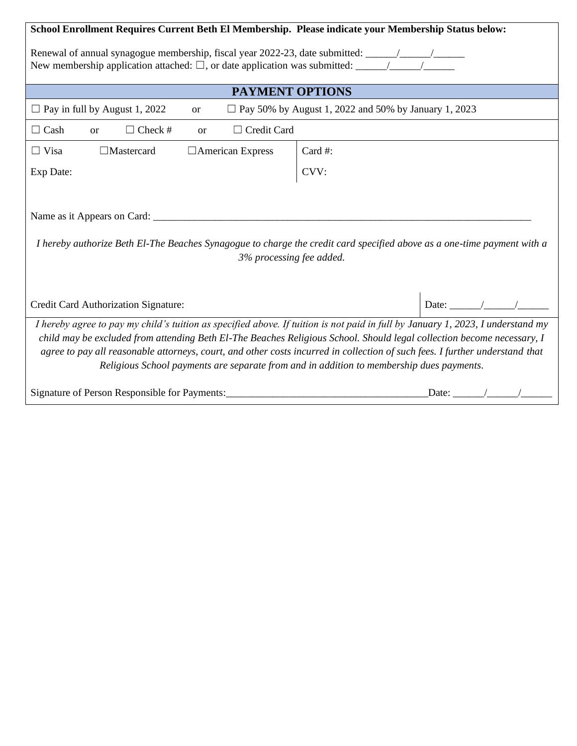**School Enrollment Requires Current Beth El Membership. Please indicate your Membership Status below:**

Renewal of annual synagogue membership, fiscal year 2022-23, date submitted: ______/______/______
New membership application attached: ☐, or date application was submitted: ______/______/______

## PAYMENT OPTIONS

☐ Pay in full by August 1, 2022 or ☐ Pay 50% by August 1, 2022 and 50% by January 1, 2023

☐ Cash or ☐ Check # or ☐ Credit Card

| | |
|---|---|
| ☐ Visa ☐Mastercard ☐American Express | Card #: |
| Exp Date: | CVV: |

Name as it Appears on Card: ___________________________________________________________________________

*I hereby authorize Beth El-The Beaches Synagogue to charge the credit card specified above as a one-time payment with a 3% processing fee added.*

Credit Card Authorization Signature: Date: ______/______/______

*I hereby agree to pay my child's tuition as specified above. If tuition is not paid in full by January 1, 2023, I understand my child may be excluded from attending Beth El-The Beaches Religious School. Should legal collection become necessary, I agree to pay all reasonable attorneys, court, and other costs incurred in collection of such fees. I further understand that Religious School payments are separate from and in addition to membership dues payments.*

Signature of Person Responsible for Payments:_______________________________________Date: ______/______/______